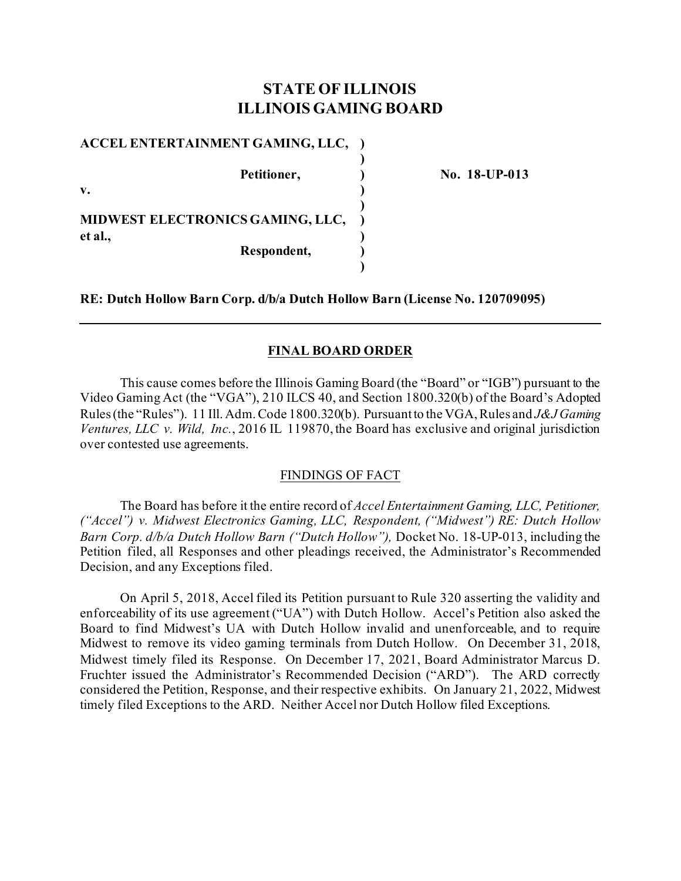# STATE OF ILLINOIS
# ILLINOIS GAMING BOARD

| | | |
|---|---|---|
| **ACCEL ENTERTAINMENT GAMING, LLC,** | **)** | |
| | **)** | |
| **Petitioner,** | **)** | **No. 18-UP-013** |
| **v.** | **)** | |
| | **)** | |
| **MIDWEST ELECTRONICS GAMING, LLC, et al.,** | **)** | |
| **Respondent,** | **)** | |
| | **)** | |

**RE: Dutch Hollow Barn Corp. d/b/a Dutch Hollow Barn (License No. 120709095)**

---

## FINAL BOARD ORDER

This cause comes before the Illinois Gaming Board (the "Board" or "IGB") pursuant to the Video Gaming Act (the "VGA"), 210 ILCS 40, and Section 1800.320(b) of the Board's Adopted Rules (the "Rules"). 11 Ill. Adm. Code 1800.320(b). Pursuant to the VGA, Rules and *J&J Gaming Ventures, LLC v. Wild, Inc.*, 2016 IL 119870, the Board has exclusive and original jurisdiction over contested use agreements.

### FINDINGS OF FACT

The Board has before it the entire record of *Accel Entertainment Gaming, LLC, Petitioner, ("Accel") v. Midwest Electronics Gaming, LLC, Respondent, ("Midwest") RE: Dutch Hollow Barn Corp. d/b/a Dutch Hollow Barn ("Dutch Hollow"),* Docket No. 18-UP-013, including the Petition filed, all Responses and other pleadings received, the Administrator's Recommended Decision, and any Exceptions filed.

On April 5, 2018, Accel filed its Petition pursuant to Rule 320 asserting the validity and enforceability of its use agreement ("UA") with Dutch Hollow. Accel's Petition also asked the Board to find Midwest's UA with Dutch Hollow invalid and unenforceable, and to require Midwest to remove its video gaming terminals from Dutch Hollow. On December 31, 2018, Midwest timely filed its Response. On December 17, 2021, Board Administrator Marcus D. Fruchter issued the Administrator's Recommended Decision ("ARD"). The ARD correctly considered the Petition, Response, and their respective exhibits. On January 21, 2022, Midwest timely filed Exceptions to the ARD. Neither Accel nor Dutch Hollow filed Exceptions.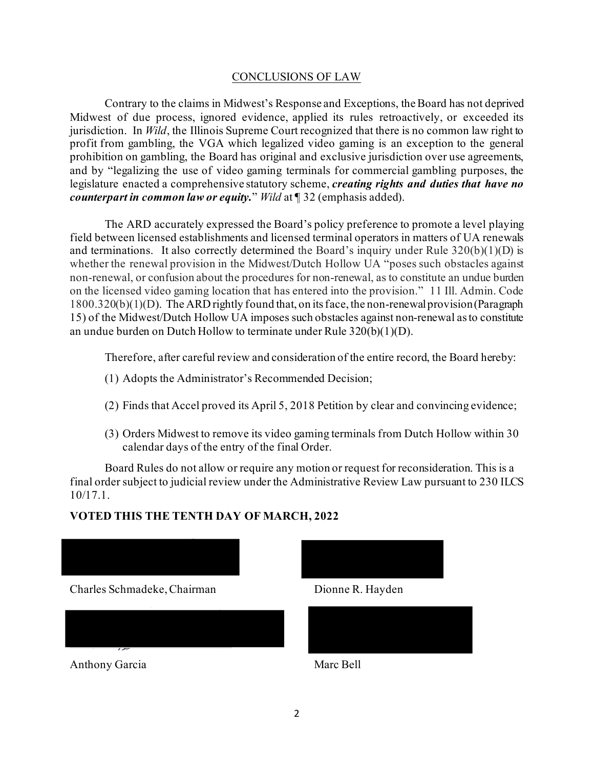## CONCLUSIONS OF LAW

Contrary to the claims in Midwest's Response and Exceptions, the Board has not deprived Midwest of due process, ignored evidence, applied its rules retroactively, or exceeded its jurisdiction. In *Wild*, the Illinois Supreme Court recognized that there is no common law right to profit from gambling, the VGA which legalized video gaming is an exception to the general prohibition on gambling, the Board has original and exclusive jurisdiction over use agreements, and by "legalizing the use of video gaming terminals for commercial gambling purposes, the legislature enacted a comprehensive statutory scheme, ***creating rights and duties that have no counterpart in common law or equity.***" *Wild* at ¶ 32 (emphasis added).

The ARD accurately expressed the Board's policy preference to promote a level playing field between licensed establishments and licensed terminal operators in matters of UA renewals and terminations. It also correctly determined the Board's inquiry under Rule 320(b)(1)(D) is whether the renewal provision in the Midwest/Dutch Hollow UA "poses such obstacles against non-renewal, or confusion about the procedures for non-renewal, as to constitute an undue burden on the licensed video gaming location that has entered into the provision." 11 Ill. Admin. Code 1800.320(b)(1)(D). The ARD rightly found that, on its face, the non-renewal provision (Paragraph 15) of the Midwest/Dutch Hollow UA imposes such obstacles against non-renewal as to constitute an undue burden on Dutch Hollow to terminate under Rule 320(b)(1)(D).

Therefore, after careful review and consideration of the entire record, the Board hereby:

(1) Adopts the Administrator's Recommended Decision;

(2) Finds that Accel proved its April 5, 2018 Petition by clear and convincing evidence;

(3) Orders Midwest to remove its video gaming terminals from Dutch Hollow within 30 calendar days of the entry of the final Order.

Board Rules do not allow or require any motion or request for reconsideration. This is a final order subject to judicial review under the Administrative Review Law pursuant to 230 ILCS 10/17.1.

**VOTED THIS THE TENTH DAY OF MARCH, 2022**

Charles Schmadeke, Chairman

Dionne R. Hayden

Anthony Garcia

Marc Bell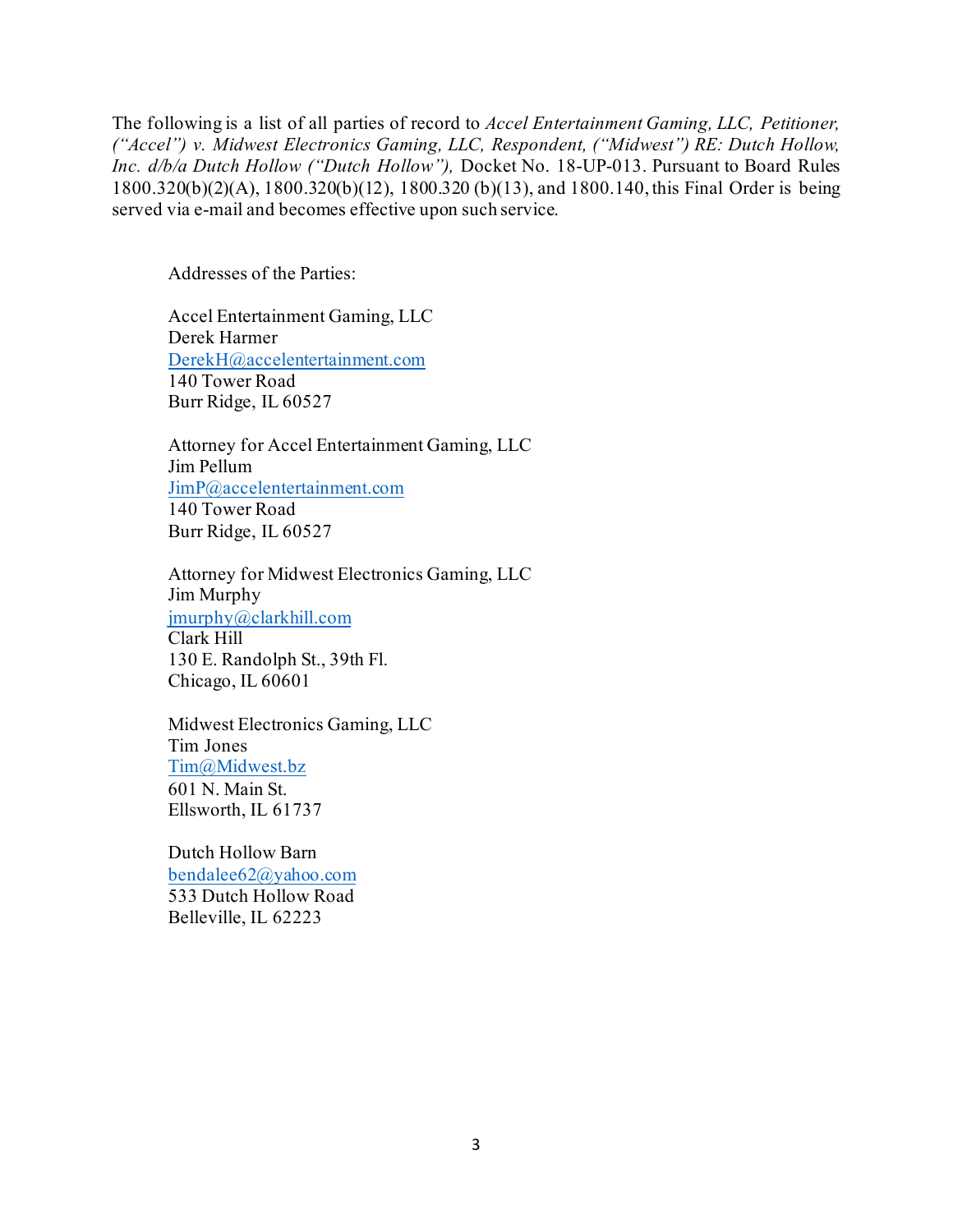The following is a list of all parties of record to *Accel Entertainment Gaming, LLC, Petitioner, ("Accel") v. Midwest Electronics Gaming, LLC, Respondent, ("Midwest") RE: Dutch Hollow, Inc. d/b/a Dutch Hollow ("Dutch Hollow"),* Docket No. 18-UP-013. Pursuant to Board Rules 1800.320(b)(2)(A), 1800.320(b)(12), 1800.320 (b)(13), and 1800.140, this Final Order is being served via e-mail and becomes effective upon such service.

Addresses of the Parties:

Accel Entertainment Gaming, LLC
Derek Harmer
DerekH@accelentertainment.com
140 Tower Road
Burr Ridge, IL 60527

Attorney for Accel Entertainment Gaming, LLC
Jim Pellum
JimP@accelentertainment.com
140 Tower Road
Burr Ridge, IL 60527

Attorney for Midwest Electronics Gaming, LLC
Jim Murphy
jmurphy@clarkhill.com
Clark Hill
130 E. Randolph St., 39th Fl.
Chicago, IL 60601

Midwest Electronics Gaming, LLC
Tim Jones
Tim@Midwest.bz
601 N. Main St.
Ellsworth, IL 61737

Dutch Hollow Barn
bendalee62@yahoo.com
533 Dutch Hollow Road
Belleville, IL 62223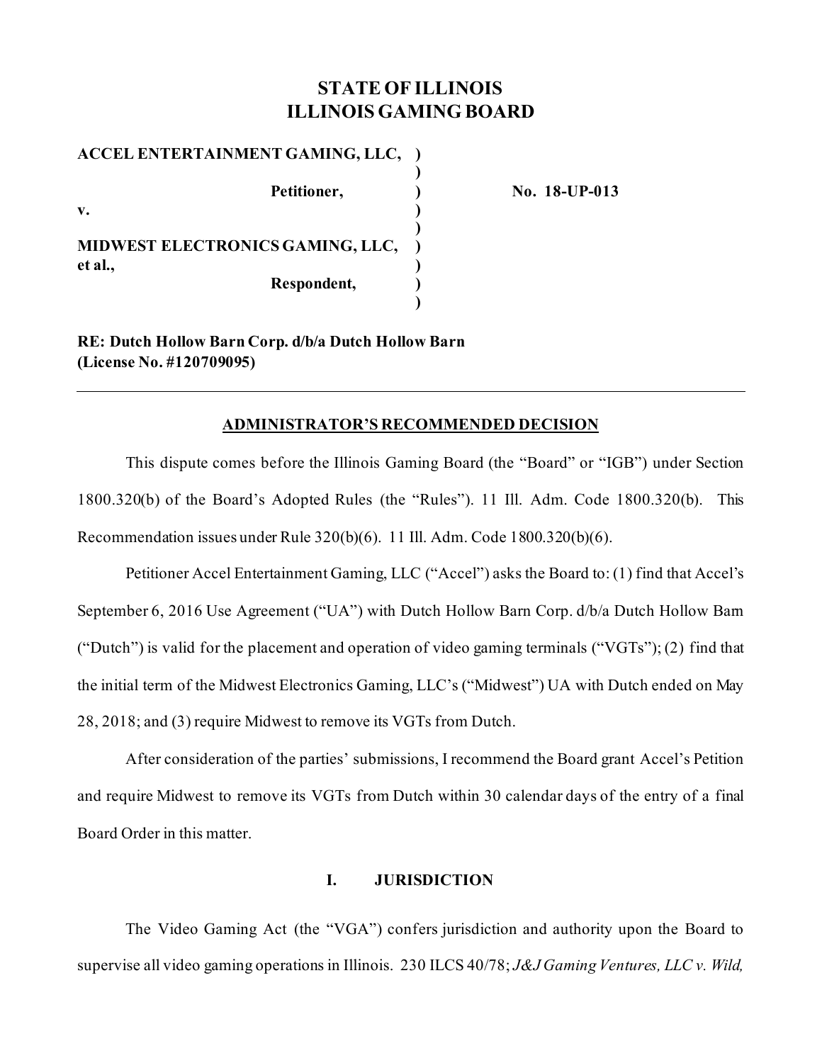# STATE OF ILLINOIS
# ILLINOIS GAMING BOARD

| | | |
|---|---|---|
| **ACCEL ENTERTAINMENT GAMING, LLC,** | **)** | |
| | **)** | |
| **Petitioner,** | **)** | **No. 18-UP-013** |
| **v.** | **)** | |
| | **)** | |
| **MIDWEST ELECTRONICS GAMING, LLC, et al.,** | **)** | |
| | **)** | |
| **Respondent,** | **)** | |
| | **)** | |

**RE: Dutch Hollow Barn Corp. d/b/a Dutch Hollow Barn (License No. #120709095)**

---

## ADMINISTRATOR'S RECOMMENDED DECISION

This dispute comes before the Illinois Gaming Board (the "Board" or "IGB") under Section 1800.320(b) of the Board's Adopted Rules (the "Rules"). 11 Ill. Adm. Code 1800.320(b). This Recommendation issues under Rule 320(b)(6). 11 Ill. Adm. Code 1800.320(b)(6).

Petitioner Accel Entertainment Gaming, LLC ("Accel") asks the Board to: (1) find that Accel's September 6, 2016 Use Agreement ("UA") with Dutch Hollow Barn Corp. d/b/a Dutch Hollow Barn ("Dutch") is valid for the placement and operation of video gaming terminals ("VGTs"); (2) find that the initial term of the Midwest Electronics Gaming, LLC's ("Midwest") UA with Dutch ended on May 28, 2018; and (3) require Midwest to remove its VGTs from Dutch.

After consideration of the parties' submissions, I recommend the Board grant Accel's Petition and require Midwest to remove its VGTs from Dutch within 30 calendar days of the entry of a final Board Order in this matter.

## I. JURISDICTION

The Video Gaming Act (the "VGA") confers jurisdiction and authority upon the Board to supervise all video gaming operations in Illinois. 230 ILCS 40/78; *J&J Gaming Ventures, LLC v. Wild,*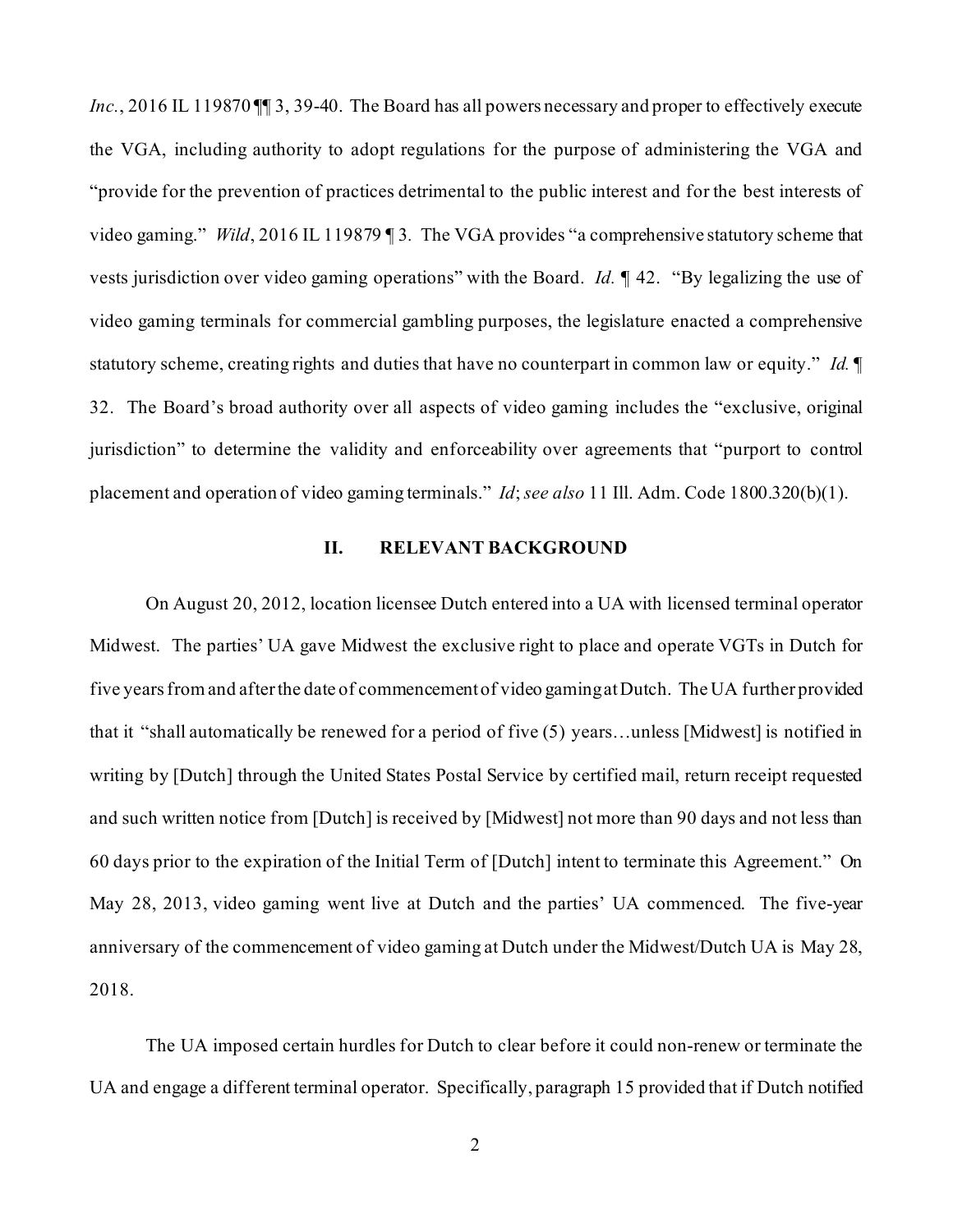*Inc.*, 2016 IL 119870 ¶¶ 3, 39-40. The Board has all powers necessary and proper to effectively execute the VGA, including authority to adopt regulations for the purpose of administering the VGA and "provide for the prevention of practices detrimental to the public interest and for the best interests of video gaming." *Wild*, 2016 IL 119879 ¶ 3. The VGA provides "a comprehensive statutory scheme that vests jurisdiction over video gaming operations" with the Board. *Id.* ¶ 42. "By legalizing the use of video gaming terminals for commercial gambling purposes, the legislature enacted a comprehensive statutory scheme, creating rights and duties that have no counterpart in common law or equity." *Id.* ¶ 32. The Board's broad authority over all aspects of video gaming includes the "exclusive, original jurisdiction" to determine the validity and enforceability over agreements that "purport to control placement and operation of video gaming terminals." *Id*; *see also* 11 Ill. Adm. Code 1800.320(b)(1).

## II. RELEVANT BACKGROUND

On August 20, 2012, location licensee Dutch entered into a UA with licensed terminal operator Midwest. The parties' UA gave Midwest the exclusive right to place and operate VGTs in Dutch for five years from and after the date of commencement of video gaming at Dutch. The UA further provided that it "shall automatically be renewed for a period of five (5) years…unless [Midwest] is notified in writing by [Dutch] through the United States Postal Service by certified mail, return receipt requested and such written notice from [Dutch] is received by [Midwest] not more than 90 days and not less than 60 days prior to the expiration of the Initial Term of [Dutch] intent to terminate this Agreement." On May 28, 2013, video gaming went live at Dutch and the parties' UA commenced. The five-year anniversary of the commencement of video gaming at Dutch under the Midwest/Dutch UA is May 28, 2018.

The UA imposed certain hurdles for Dutch to clear before it could non-renew or terminate the UA and engage a different terminal operator. Specifically, paragraph 15 provided that if Dutch notified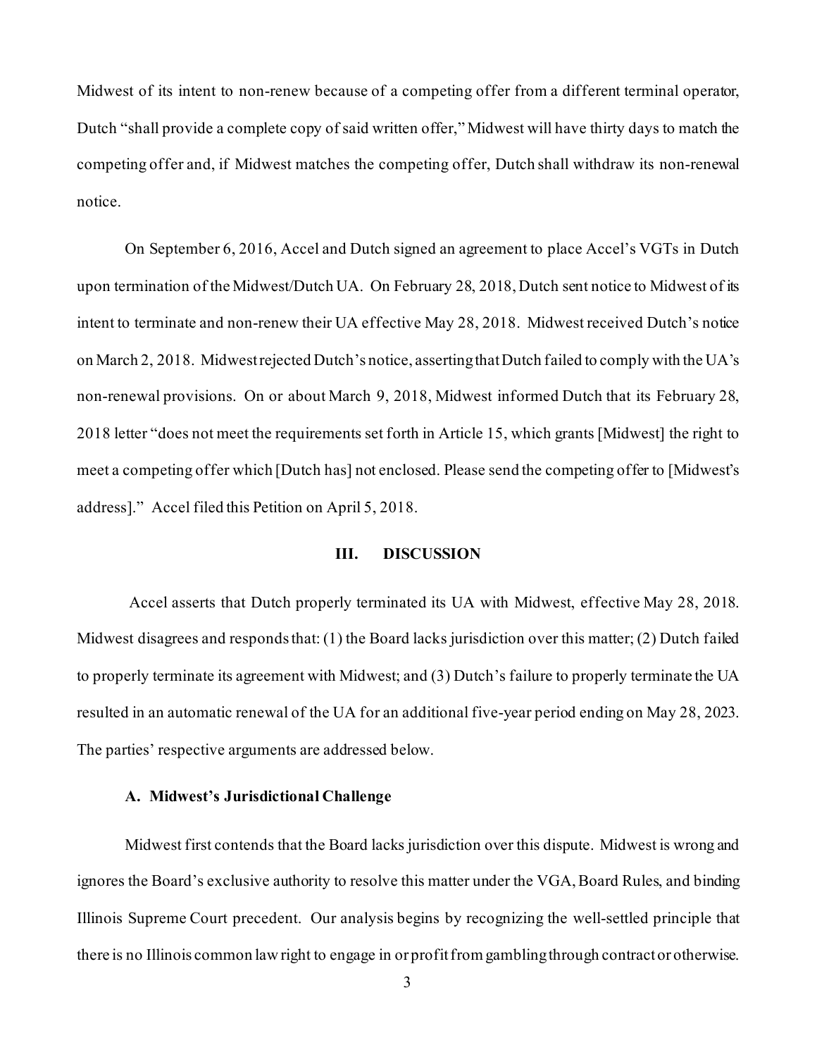Midwest of its intent to non-renew because of a competing offer from a different terminal operator, Dutch "shall provide a complete copy of said written offer," Midwest will have thirty days to match the competing offer and, if Midwest matches the competing offer, Dutch shall withdraw its non-renewal notice.

On September 6, 2016, Accel and Dutch signed an agreement to place Accel's VGTs in Dutch upon termination of the Midwest/Dutch UA. On February 28, 2018, Dutch sent notice to Midwest of its intent to terminate and non-renew their UA effective May 28, 2018. Midwest received Dutch's notice on March 2, 2018. Midwest rejected Dutch's notice, asserting that Dutch failed to comply with the UA's non-renewal provisions. On or about March 9, 2018, Midwest informed Dutch that its February 28, 2018 letter "does not meet the requirements set forth in Article 15, which grants [Midwest] the right to meet a competing offer which [Dutch has] not enclosed. Please send the competing offer to [Midwest's address]." Accel filed this Petition on April 5, 2018.

## III. DISCUSSION

Accel asserts that Dutch properly terminated its UA with Midwest, effective May 28, 2018. Midwest disagrees and responds that: (1) the Board lacks jurisdiction over this matter; (2) Dutch failed to properly terminate its agreement with Midwest; and (3) Dutch's failure to properly terminate the UA resulted in an automatic renewal of the UA for an additional five-year period ending on May 28, 2023. The parties' respective arguments are addressed below.

### A. Midwest's Jurisdictional Challenge

Midwest first contends that the Board lacks jurisdiction over this dispute. Midwest is wrong and ignores the Board's exclusive authority to resolve this matter under the VGA, Board Rules, and binding Illinois Supreme Court precedent. Our analysis begins by recognizing the well-settled principle that there is no Illinois common law right to engage in or profit from gambling through contract or otherwise.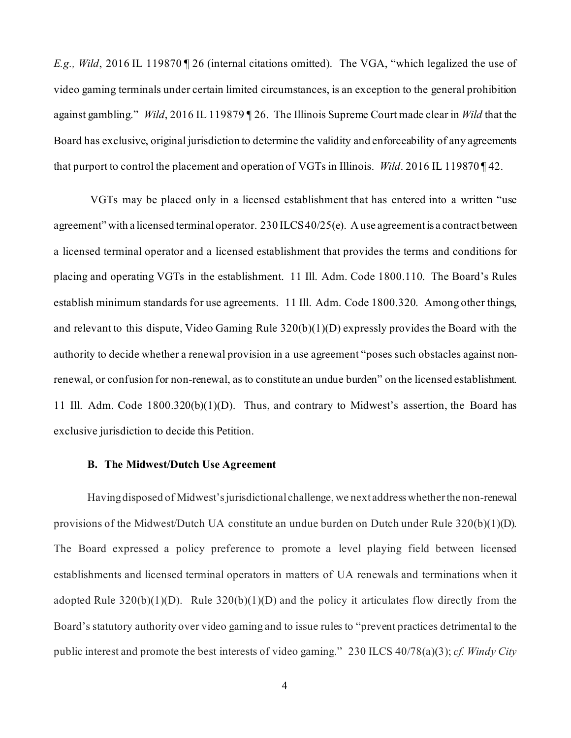*E.g., Wild*, 2016 IL 119870 ¶ 26 (internal citations omitted). The VGA, "which legalized the use of video gaming terminals under certain limited circumstances, is an exception to the general prohibition against gambling." *Wild*, 2016 IL 119879 ¶ 26. The Illinois Supreme Court made clear in *Wild* that the Board has exclusive, original jurisdiction to determine the validity and enforceability of any agreements that purport to control the placement and operation of VGTs in Illinois. *Wild*. 2016 IL 119870 ¶ 42.

VGTs may be placed only in a licensed establishment that has entered into a written "use agreement" with a licensed terminal operator. 230 ILCS 40/25(e). A use agreement is a contract between a licensed terminal operator and a licensed establishment that provides the terms and conditions for placing and operating VGTs in the establishment. 11 Ill. Adm. Code 1800.110. The Board's Rules establish minimum standards for use agreements. 11 Ill. Adm. Code 1800.320. Among other things, and relevant to this dispute, Video Gaming Rule 320(b)(1)(D) expressly provides the Board with the authority to decide whether a renewal provision in a use agreement "poses such obstacles against non-renewal, or confusion for non-renewal, as to constitute an undue burden" on the licensed establishment. 11 Ill. Adm. Code 1800.320(b)(1)(D). Thus, and contrary to Midwest's assertion, the Board has exclusive jurisdiction to decide this Petition.

### B. The Midwest/Dutch Use Agreement

Having disposed of Midwest's jurisdictional challenge, we next address whether the non-renewal provisions of the Midwest/Dutch UA constitute an undue burden on Dutch under Rule 320(b)(1)(D). The Board expressed a policy preference to promote a level playing field between licensed establishments and licensed terminal operators in matters of UA renewals and terminations when it adopted Rule 320(b)(1)(D). Rule 320(b)(1)(D) and the policy it articulates flow directly from the Board's statutory authority over video gaming and to issue rules to "prevent practices detrimental to the public interest and promote the best interests of video gaming." 230 ILCS 40/78(a)(3); *cf. Windy City*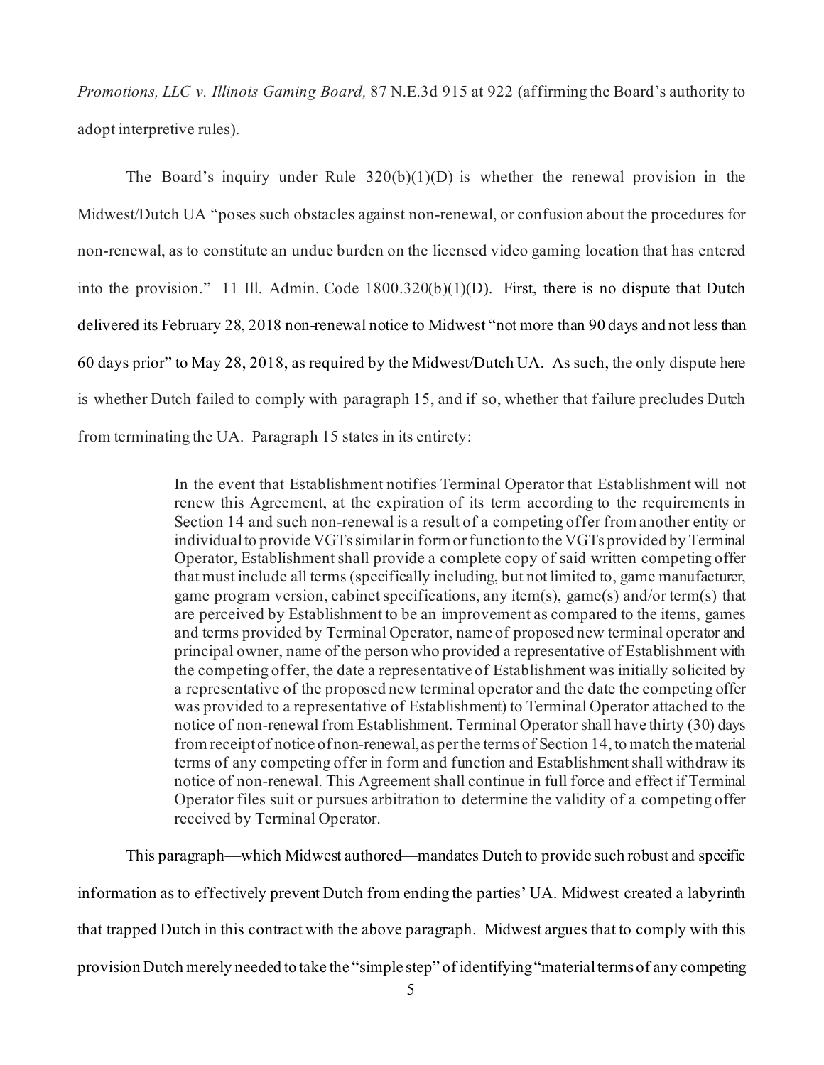*Promotions, LLC v. Illinois Gaming Board,* 87 N.E.3d 915 at 922 (affirming the Board's authority to adopt interpretive rules).

The Board's inquiry under Rule 320(b)(1)(D) is whether the renewal provision in the Midwest/Dutch UA "poses such obstacles against non-renewal, or confusion about the procedures for non-renewal, as to constitute an undue burden on the licensed video gaming location that has entered into the provision." 11 Ill. Admin. Code 1800.320(b)(1)(D). First, there is no dispute that Dutch delivered its February 28, 2018 non-renewal notice to Midwest "not more than 90 days and not less than 60 days prior" to May 28, 2018, as required by the Midwest/Dutch UA. As such, the only dispute here is whether Dutch failed to comply with paragraph 15, and if so, whether that failure precludes Dutch from terminating the UA. Paragraph 15 states in its entirety:

> In the event that Establishment notifies Terminal Operator that Establishment will not renew this Agreement, at the expiration of its term according to the requirements in Section 14 and such non-renewal is a result of a competing offer from another entity or individual to provide VGTs similar in form or function to the VGTs provided by Terminal Operator, Establishment shall provide a complete copy of said written competing offer that must include all terms (specifically including, but not limited to, game manufacturer, game program version, cabinet specifications, any item(s), game(s) and/or term(s) that are perceived by Establishment to be an improvement as compared to the items, games and terms provided by Terminal Operator, name of proposed new terminal operator and principal owner, name of the person who provided a representative of Establishment with the competing offer, the date a representative of Establishment was initially solicited by a representative of the proposed new terminal operator and the date the competing offer was provided to a representative of Establishment) to Terminal Operator attached to the notice of non-renewal from Establishment. Terminal Operator shall have thirty (30) days from receipt of notice of non-renewal, as per the terms of Section 14, to match the material terms of any competing offer in form and function and Establishment shall withdraw its notice of non-renewal. This Agreement shall continue in full force and effect if Terminal Operator files suit or pursues arbitration to determine the validity of a competing offer received by Terminal Operator.

This paragraph—which Midwest authored—mandates Dutch to provide such robust and specific information as to effectively prevent Dutch from ending the parties' UA. Midwest created a labyrinth that trapped Dutch in this contract with the above paragraph. Midwest argues that to comply with this provision Dutch merely needed to take the "simple step" of identifying "material terms of any competing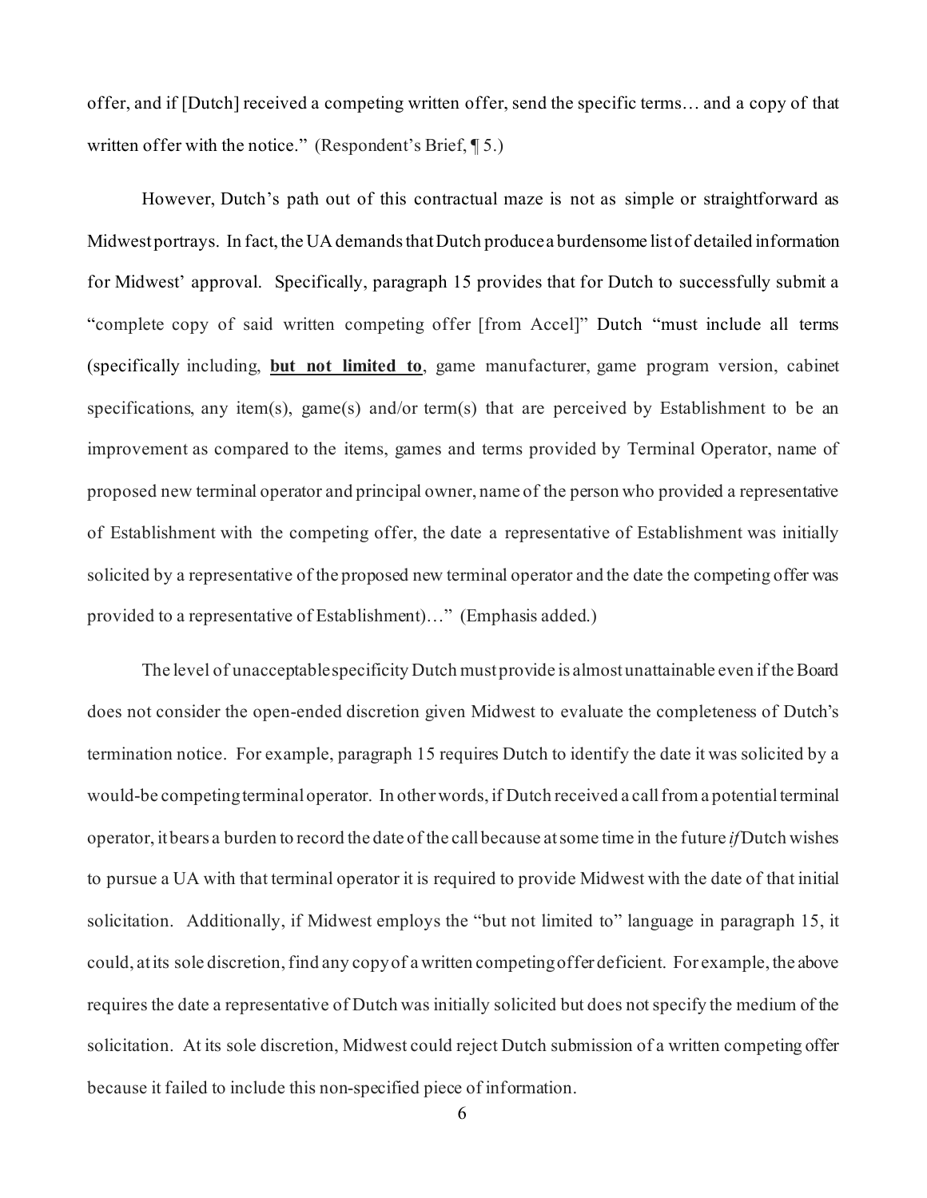offer, and if [Dutch] received a competing written offer, send the specific terms… and a copy of that written offer with the notice." (Respondent's Brief, ¶ 5.)

However, Dutch's path out of this contractual maze is not as simple or straightforward as Midwest portrays. In fact, the UA demands that Dutch produce a burdensome list of detailed information for Midwest' approval. Specifically, paragraph 15 provides that for Dutch to successfully submit a "complete copy of said written competing offer [from Accel]" Dutch "must include all terms (specifically including, **<u>but not limited to</u>**, game manufacturer, game program version, cabinet specifications, any item(s), game(s) and/or term(s) that are perceived by Establishment to be an improvement as compared to the items, games and terms provided by Terminal Operator, name of proposed new terminal operator and principal owner, name of the person who provided a representative of Establishment with the competing offer, the date a representative of Establishment was initially solicited by a representative of the proposed new terminal operator and the date the competing offer was provided to a representative of Establishment)…" (Emphasis added.)

The level of unacceptable specificity Dutch must provide is almost unattainable even if the Board does not consider the open-ended discretion given Midwest to evaluate the completeness of Dutch's termination notice. For example, paragraph 15 requires Dutch to identify the date it was solicited by a would-be competing terminal operator. In other words, if Dutch received a call from a potential terminal operator, it bears a burden to record the date of the call because at some time in the future *if* Dutch wishes to pursue a UA with that terminal operator it is required to provide Midwest with the date of that initial solicitation. Additionally, if Midwest employs the "but not limited to" language in paragraph 15, it could, at its sole discretion, find any copy of a written competing offer deficient. For example, the above requires the date a representative of Dutch was initially solicited but does not specify the medium of the solicitation. At its sole discretion, Midwest could reject Dutch submission of a written competing offer because it failed to include this non-specified piece of information.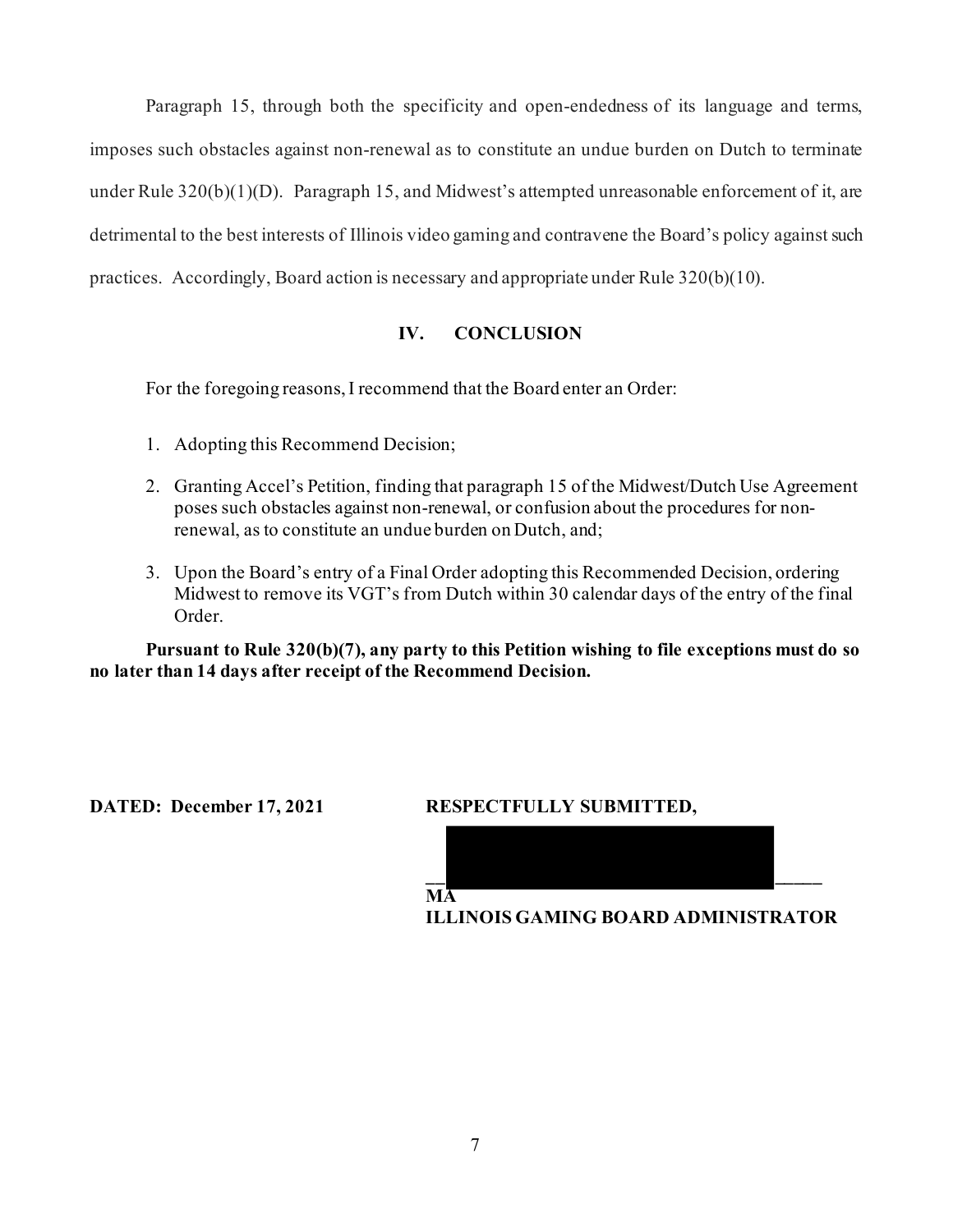Paragraph 15, through both the specificity and open-endedness of its language and terms, imposes such obstacles against non-renewal as to constitute an undue burden on Dutch to terminate under Rule 320(b)(1)(D). Paragraph 15, and Midwest's attempted unreasonable enforcement of it, are detrimental to the best interests of Illinois video gaming and contravene the Board's policy against such practices. Accordingly, Board action is necessary and appropriate under Rule 320(b)(10).

## IV. CONCLUSION

For the foregoing reasons, I recommend that the Board enter an Order:

1. Adopting this Recommend Decision;
2. Granting Accel's Petition, finding that paragraph 15 of the Midwest/Dutch Use Agreement poses such obstacles against non-renewal, or confusion about the procedures for non-renewal, as to constitute an undue burden on Dutch, and;
3. Upon the Board's entry of a Final Order adopting this Recommended Decision, ordering Midwest to remove its VGT's from Dutch within 30 calendar days of the entry of the final Order.

**Pursuant to Rule 320(b)(7), any party to this Petition wishing to file exceptions must do so no later than 14 days after receipt of the Recommend Decision.**

**DATED: December 17, 2021**

**RESPECTFULLY SUBMITTED,**

**MA**
**ILLINOIS GAMING BOARD ADMINISTRATOR**